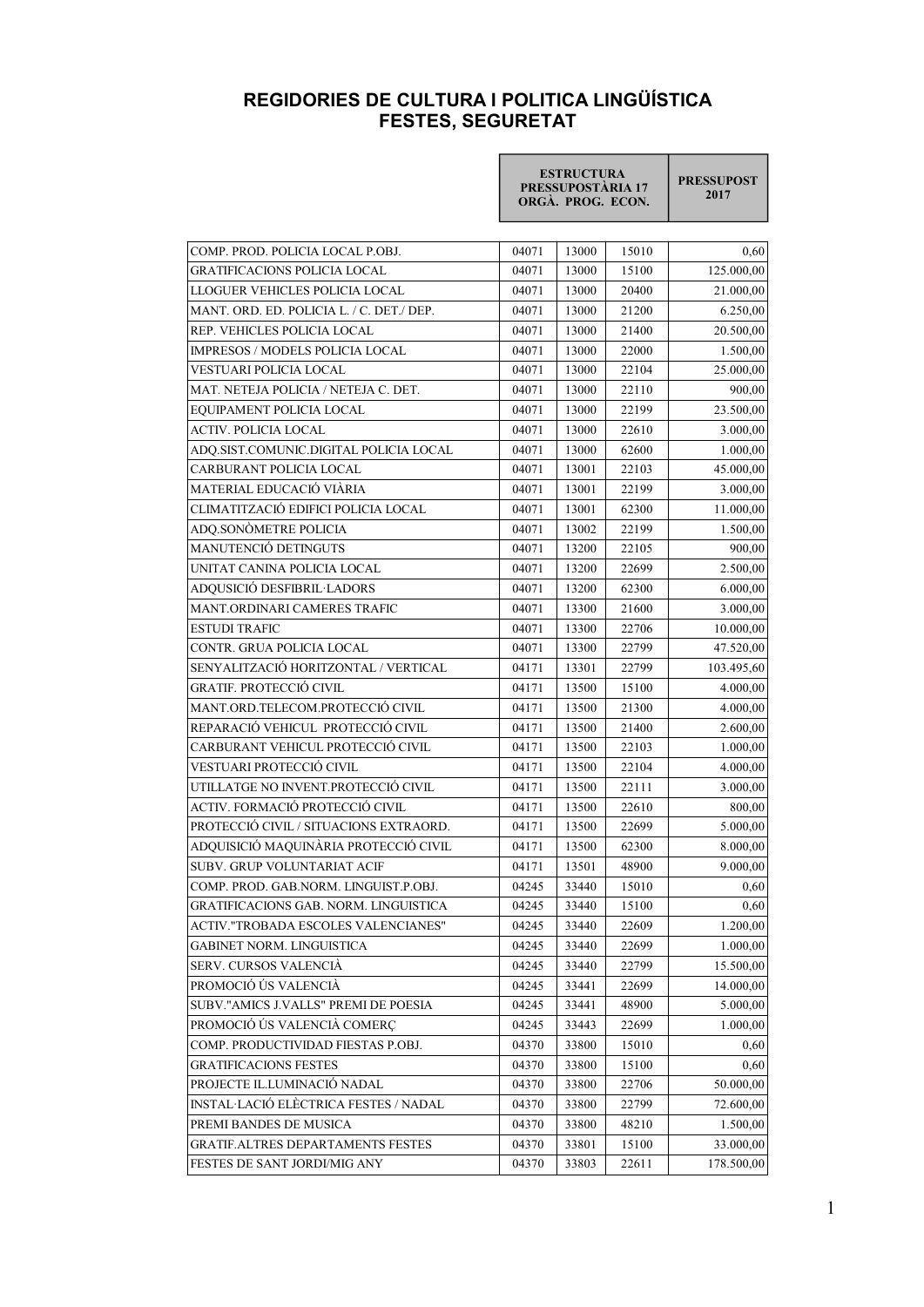# REGIDORIES DE CULTURA I POLITICA LINGÜÍSTICA FESTES, SEGURETAT

| | ESTRUCTURA PRESSUPOSTÀRIA 17 ORGÀ. PROG. ECON. | | | PRESSUPOST 2017 |
|---|---|---|---|---|
| COMP. PROD. POLICIA LOCAL P.OBJ. | 04071 | 13000 | 15010 | 0,60 |
| GRATIFICACIONS POLICIA LOCAL | 04071 | 13000 | 15100 | 125.000,00 |
| LLOGUER VEHICLES POLICIA LOCAL | 04071 | 13000 | 20400 | 21.000,00 |
| MANT. ORD. ED. POLICIA L. / C. DET./ DEP. | 04071 | 13000 | 21200 | 6.250,00 |
| REP. VEHICLES POLICIA LOCAL | 04071 | 13000 | 21400 | 20.500,00 |
| IMPRESOS / MODELS POLICIA LOCAL | 04071 | 13000 | 22000 | 1.500,00 |
| VESTUARI POLICIA LOCAL | 04071 | 13000 | 22104 | 25.000,00 |
| MAT. NETEJA POLICIA / NETEJA C. DET. | 04071 | 13000 | 22110 | 900,00 |
| EQUIPAMENT POLICIA LOCAL | 04071 | 13000 | 22199 | 23.500,00 |
| ACTIV. POLICIA LOCAL | 04071 | 13000 | 22610 | 3.000,00 |
| ADQ.SIST.COMUNIC.DIGITAL POLICIA LOCAL | 04071 | 13000 | 62600 | 1.000,00 |
| CARBURANT POLICIA LOCAL | 04071 | 13001 | 22103 | 45.000,00 |
| MATERIAL EDUCACIÓ VIÀRIA | 04071 | 13001 | 22199 | 3.000,00 |
| CLIMATITZACIÓ EDIFICI POLICIA LOCAL | 04071 | 13001 | 62300 | 11.000,00 |
| ADQ.SONÒMETRE POLICIA | 04071 | 13002 | 22199 | 1.500,00 |
| MANUTENCIÓ DETINGUTS | 04071 | 13200 | 22105 | 900,00 |
| UNITAT CANINA POLICIA LOCAL | 04071 | 13200 | 22699 | 2.500,00 |
| ADQUSICIÓ DESFIBRIL·LADORS | 04071 | 13200 | 62300 | 6.000,00 |
| MANT.ORDINARI CAMERES TRAFIC | 04071 | 13300 | 21600 | 3.000,00 |
| ESTUDI TRAFIC | 04071 | 13300 | 22706 | 10.000,00 |
| CONTR. GRUA POLICIA LOCAL | 04071 | 13300 | 22799 | 47.520,00 |
| SENYALITZACIÓ HORITZONTAL / VERTICAL | 04171 | 13301 | 22799 | 103.495,60 |
| GRATIF. PROTECCIÓ CIVIL | 04171 | 13500 | 15100 | 4.000,00 |
| MANT.ORD.TELECOM.PROTECCIÓ CIVIL | 04171 | 13500 | 21300 | 4.000,00 |
| REPARACIÓ VEHICUL PROTECCIÓ CIVIL | 04171 | 13500 | 21400 | 2.600,00 |
| CARBURANT VEHICUL PROTECCIÓ CIVIL | 04171 | 13500 | 22103 | 1.000,00 |
| VESTUARI PROTECCIÓ CIVIL | 04171 | 13500 | 22104 | 4.000,00 |
| UTILLATGE NO INVENT.PROTECCIÓ CIVIL | 04171 | 13500 | 22111 | 3.000,00 |
| ACTIV. FORMACIÓ PROTECCIÓ CIVIL | 04171 | 13500 | 22610 | 800,00 |
| PROTECCIÓ CIVIL / SITUACIONS EXTRAORD. | 04171 | 13500 | 22699 | 5.000,00 |
| ADQUISICIÓ MAQUINÀRIA PROTECCIÓ CIVIL | 04171 | 13500 | 62300 | 8.000,00 |
| SUBV. GRUP VOLUNTARIAT ACIF | 04171 | 13501 | 48900 | 9.000,00 |
| COMP. PROD. GAB.NORM. LINGUIST.P.OBJ. | 04245 | 33440 | 15010 | 0,60 |
| GRATIFICACIONS GAB. NORM. LINGUISTICA | 04245 | 33440 | 15100 | 0,60 |
| ACTIV."TROBADA ESCOLES VALENCIANES" | 04245 | 33440 | 22609 | 1.200,00 |
| GABINET NORM. LINGUISTICA | 04245 | 33440 | 22699 | 1.000,00 |
| SERV. CURSOS VALENCIÀ | 04245 | 33440 | 22799 | 15.500,00 |
| PROMOCIÓ ÚS VALENCIÀ | 04245 | 33441 | 22699 | 14.000,00 |
| SUBV."AMICS J.VALLS" PREMI DE POESIA | 04245 | 33441 | 48900 | 5.000,00 |
| PROMOCIÓ ÚS VALENCIÀ COMERÇ | 04245 | 33443 | 22699 | 1.000,00 |
| COMP. PRODUCTIVIDAD FIESTAS P.OBJ. | 04370 | 33800 | 15010 | 0,60 |
| GRATIFICACIONS FESTES | 04370 | 33800 | 15100 | 0,60 |
| PROJECTE IL.LUMINACIÓ NADAL | 04370 | 33800 | 22706 | 50.000,00 |
| INSTAL·LACIÓ ELÈCTRICA FESTES / NADAL | 04370 | 33800 | 22799 | 72.600,00 |
| PREMI BANDES DE MUSICA | 04370 | 33800 | 48210 | 1.500,00 |
| GRATIF.ALTRES DEPARTAMENTS FESTES | 04370 | 33801 | 15100 | 33.000,00 |
| FESTES DE SANT JORDI/MIG ANY | 04370 | 33803 | 22611 | 178.500,00 |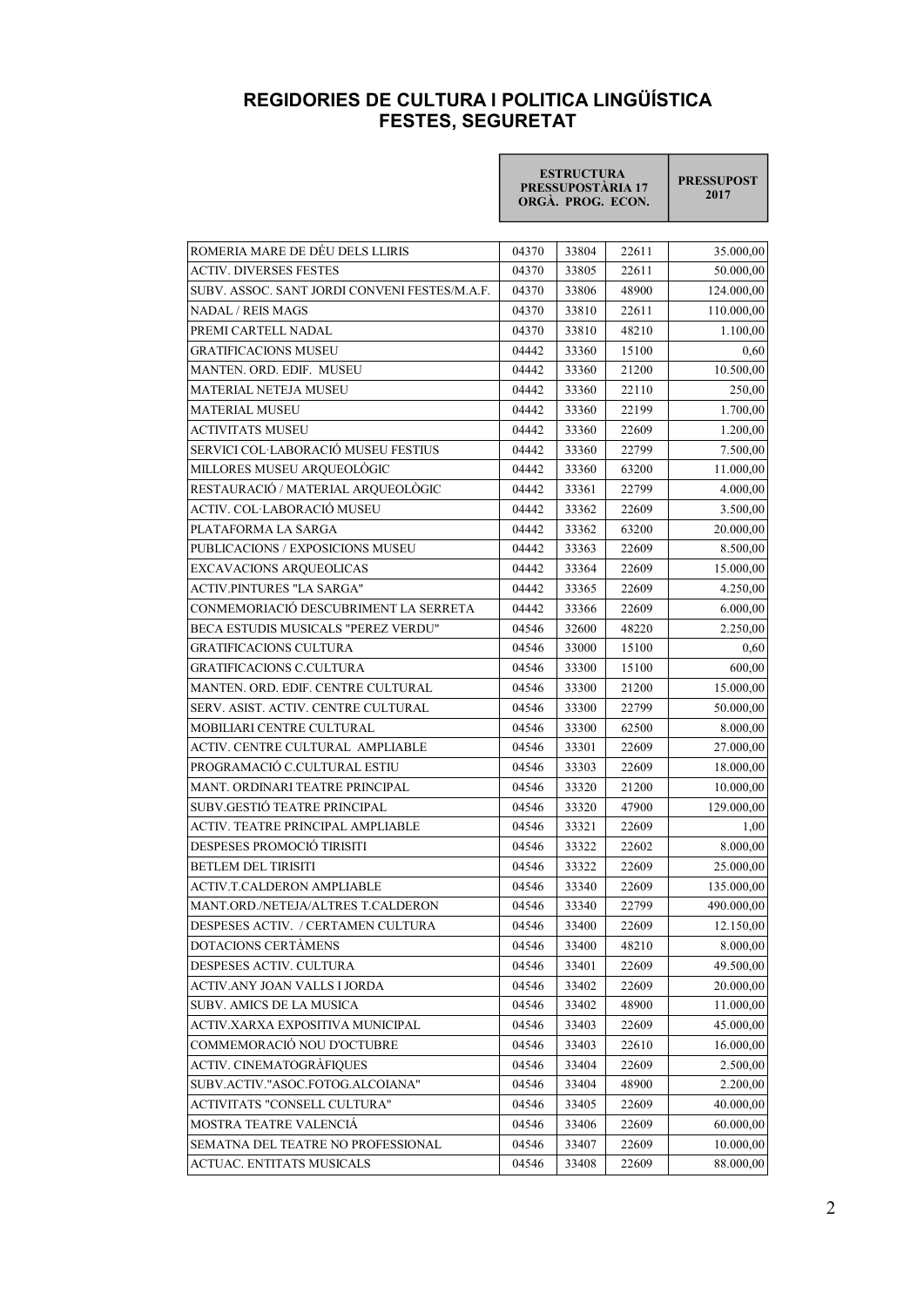## REGIDORIES DE CULTURA I POLITICA LINGÜÍSTICA FESTES, SEGURETAT

| | ESTRUCTURA PRESSUPOSTÀRIA 17 ORGÀ. PROG. ECON. | | | PRESSUPOST 2017 |
|---|---|---|---|---|
| ROMERIA MARE DE DÉU DELS LLIRIS | 04370 | 33804 | 22611 | 35.000,00 |
| ACTIV. DIVERSES FESTES | 04370 | 33805 | 22611 | 50.000,00 |
| SUBV. ASSOC. SANT JORDI CONVENI FESTES/M.A.F. | 04370 | 33806 | 48900 | 124.000,00 |
| NADAL / REIS MAGS | 04370 | 33810 | 22611 | 110.000,00 |
| PREMI CARTELL NADAL | 04370 | 33810 | 48210 | 1.100,00 |
| GRATIFICACIONS MUSEU | 04442 | 33360 | 15100 | 0,60 |
| MANTEN. ORD. EDIF. MUSEU | 04442 | 33360 | 21200 | 10.500,00 |
| MATERIAL NETEJA MUSEU | 04442 | 33360 | 22110 | 250,00 |
| MATERIAL MUSEU | 04442 | 33360 | 22199 | 1.700,00 |
| ACTIVITATS MUSEU | 04442 | 33360 | 22609 | 1.200,00 |
| SERVICI COL·LABORACIÓ MUSEU FESTIUS | 04442 | 33360 | 22799 | 7.500,00 |
| MILLORES MUSEU ARQUEOLÒGIC | 04442 | 33360 | 63200 | 11.000,00 |
| RESTAURACIÓ / MATERIAL ARQUEOLÒGIC | 04442 | 33361 | 22799 | 4.000,00 |
| ACTIV. COL·LABORACIÓ MUSEU | 04442 | 33362 | 22609 | 3.500,00 |
| PLATAFORMA LA SARGA | 04442 | 33362 | 63200 | 20.000,00 |
| PUBLICACIONS / EXPOSICIONS MUSEU | 04442 | 33363 | 22609 | 8.500,00 |
| EXCAVACIONS ARQUEOLICAS | 04442 | 33364 | 22609 | 15.000,00 |
| ACTIV.PINTURES "LA SARGA" | 04442 | 33365 | 22609 | 4.250,00 |
| CONMEMORIACIÓ DESCUBRIMENT LA SERRETA | 04442 | 33366 | 22609 | 6.000,00 |
| BECA ESTUDIS MUSICALS "PEREZ VERDU" | 04546 | 32600 | 48220 | 2.250,00 |
| GRATIFICACIONS CULTURA | 04546 | 33000 | 15100 | 0,60 |
| GRATIFICACIONS C.CULTURA | 04546 | 33300 | 15100 | 600,00 |
| MANTEN. ORD. EDIF. CENTRE CULTURAL | 04546 | 33300 | 21200 | 15.000,00 |
| SERV. ASIST. ACTIV. CENTRE CULTURAL | 04546 | 33300 | 22799 | 50.000,00 |
| MOBILIARI CENTRE CULTURAL | 04546 | 33300 | 62500 | 8.000,00 |
| ACTIV. CENTRE CULTURAL AMPLIABLE | 04546 | 33301 | 22609 | 27.000,00 |
| PROGRAMACIÓ C.CULTURAL ESTIU | 04546 | 33303 | 22609 | 18.000,00 |
| MANT. ORDINARI TEATRE PRINCIPAL | 04546 | 33320 | 21200 | 10.000,00 |
| SUBV.GESTIÓ TEATRE PRINCIPAL | 04546 | 33320 | 47900 | 129.000,00 |
| ACTIV. TEATRE PRINCIPAL AMPLIABLE | 04546 | 33321 | 22609 | 1,00 |
| DESPESES PROMOCIÓ TIRISITI | 04546 | 33322 | 22602 | 8.000,00 |
| BETLEM DEL TIRISITI | 04546 | 33322 | 22609 | 25.000,00 |
| ACTIV.T.CALDERON AMPLIABLE | 04546 | 33340 | 22609 | 135.000,00 |
| MANT.ORD./NETEJA/ALTRES T.CALDERON | 04546 | 33340 | 22799 | 490.000,00 |
| DESPESES ACTIV. / CERTAMEN CULTURA | 04546 | 33400 | 22609 | 12.150,00 |
| DOTACIONS CERTÀMENS | 04546 | 33400 | 48210 | 8.000,00 |
| DESPESES ACTIV. CULTURA | 04546 | 33401 | 22609 | 49.500,00 |
| ACTIV.ANY JOAN VALLS I JORDA | 04546 | 33402 | 22609 | 20.000,00 |
| SUBV. AMICS DE LA MUSICA | 04546 | 33402 | 48900 | 11.000,00 |
| ACTIV.XARXA EXPOSITIVA MUNICIPAL | 04546 | 33403 | 22609 | 45.000,00 |
| COMMEMORACIÓ NOU D'OCTUBRE | 04546 | 33403 | 22610 | 16.000,00 |
| ACTIV. CINEMATOGRÀFIQUES | 04546 | 33404 | 22609 | 2.500,00 |
| SUBV.ACTIV."ASOC.FOTOG.ALCOIANA" | 04546 | 33404 | 48900 | 2.200,00 |
| ACTIVITATS "CONSELL CULTURA" | 04546 | 33405 | 22609 | 40.000,00 |
| MOSTRA TEATRE VALENCIÁ | 04546 | 33406 | 22609 | 60.000,00 |
| SEMATNA DEL TEATRE NO PROFESSIONAL | 04546 | 33407 | 22609 | 10.000,00 |
| ACTUAC. ENTITATS MUSICALS | 04546 | 33408 | 22609 | 88.000,00 |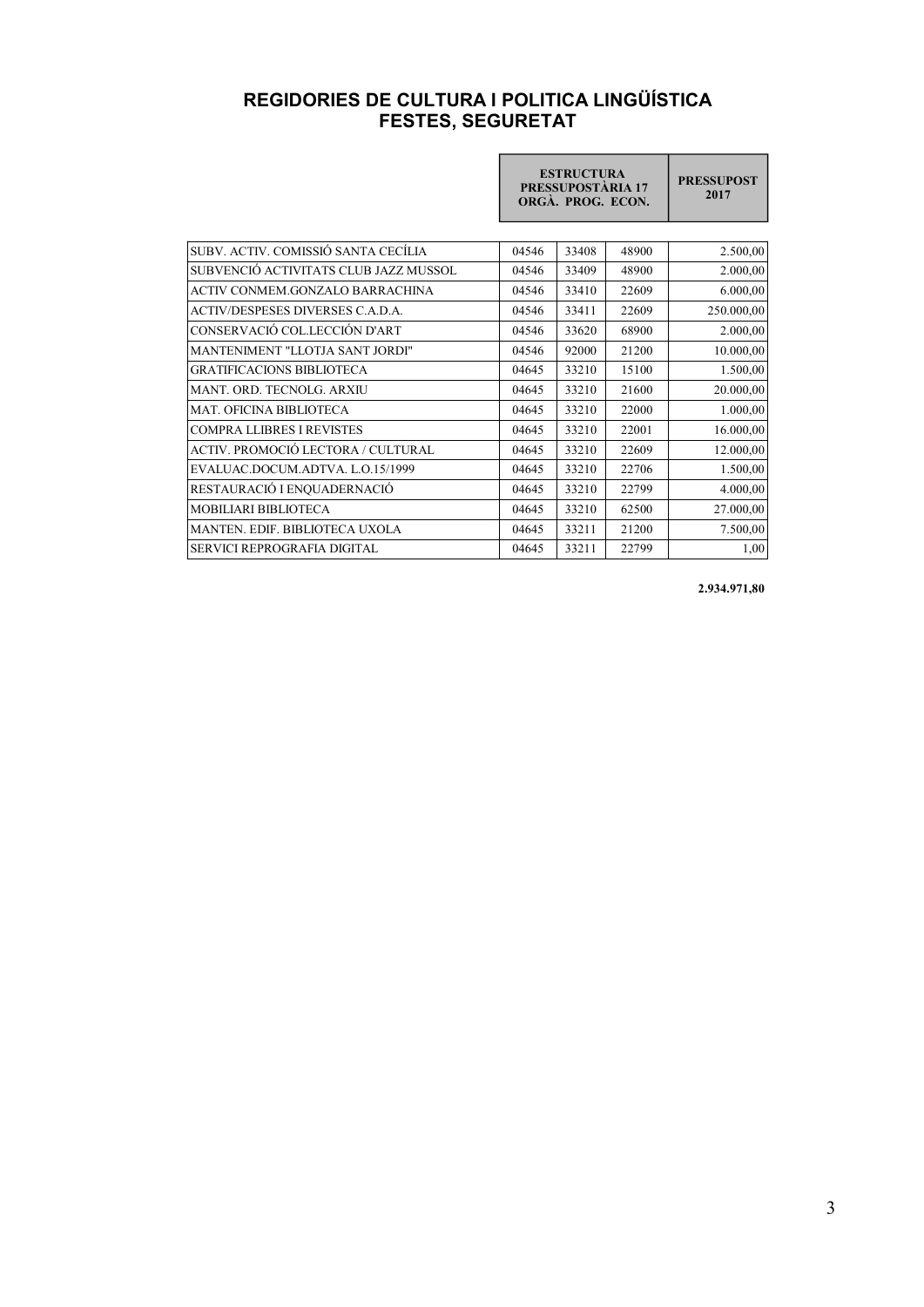## REGIDORIES DE CULTURA I POLITICA LINGÜÍSTICA FESTES, SEGURETAT

| | ESTRUCTURA PRESSUPOSTÀRIA 17 ORGÀ. | PROG. | ECON. | PRESSUPOST 2017 |
|---|---|---|---|---|
| SUBV. ACTIV. COMISSIÓ SANTA CECÍLIA | 04546 | 33408 | 48900 | 2.500,00 |
| SUBVENCIÓ ACTIVITATS CLUB JAZZ MUSSOL | 04546 | 33409 | 48900 | 2.000,00 |
| ACTIV CONMEM.GONZALO BARRACHINA | 04546 | 33410 | 22609 | 6.000,00 |
| ACTIV/DESPESES DIVERSES C.A.D.A. | 04546 | 33411 | 22609 | 250.000,00 |
| CONSERVACIÓ COL.LECCIÓN D'ART | 04546 | 33620 | 68900 | 2.000,00 |
| MANTENIMENT "LLOTJA SANT JORDI" | 04546 | 92000 | 21200 | 10.000,00 |
| GRATIFICACIONS BIBLIOTECA | 04645 | 33210 | 15100 | 1.500,00 |
| MANT. ORD. TECNOLG. ARXIU | 04645 | 33210 | 21600 | 20.000,00 |
| MAT. OFICINA BIBLIOTECA | 04645 | 33210 | 22000 | 1.000,00 |
| COMPRA LLIBRES I REVISTES | 04645 | 33210 | 22001 | 16.000,00 |
| ACTIV. PROMOCIÓ LECTORA / CULTURAL | 04645 | 33210 | 22609 | 12.000,00 |
| EVALUAC.DOCUM.ADTVA. L.O.15/1999 | 04645 | 33210 | 22706 | 1.500,00 |
| RESTAURACIÓ I ENQUADERNACIÓ | 04645 | 33210 | 22799 | 4.000,00 |
| MOBILIARI BIBLIOTECA | 04645 | 33210 | 62500 | 27.000,00 |
| MANTEN. EDIF. BIBLIOTECA UXOLA | 04645 | 33211 | 21200 | 7.500,00 |
| SERVICI REPROGRAFIA DIGITAL | 04645 | 33211 | 22799 | 1,00 |

**2.934.971,80**